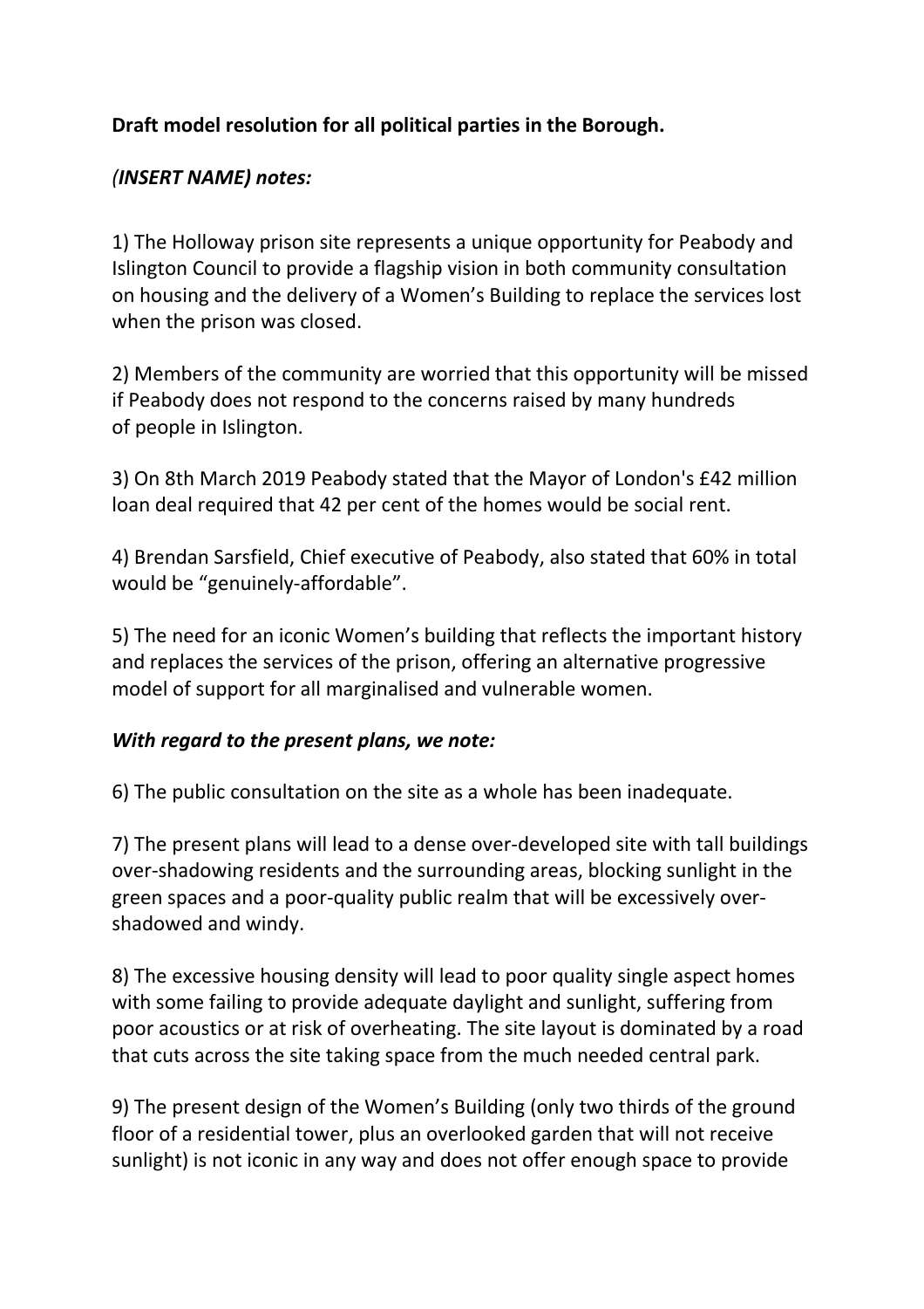**Draft model resolution for all political parties in the Borough.**

***(INSERT NAME) notes:***

1) The Holloway prison site represents a unique opportunity for Peabody and Islington Council to provide a flagship vision in both community consultation on housing and the delivery of a Women's Building to replace the services lost when the prison was closed.

2) Members of the community are worried that this opportunity will be missed if Peabody does not respond to the concerns raised by many hundreds of people in Islington.

3) On 8th March 2019 Peabody stated that the Mayor of London's £42 million loan deal required that 42 per cent of the homes would be social rent.

4) Brendan Sarsfield, Chief executive of Peabody, also stated that 60% in total would be "genuinely-affordable".

5) The need for an iconic Women's building that reflects the important history and replaces the services of the prison, offering an alternative progressive model of support for all marginalised and vulnerable women.

***With regard to the present plans, we note:***

6) The public consultation on the site as a whole has been inadequate.

7) The present plans will lead to a dense over-developed site with tall buildings over-shadowing residents and the surrounding areas, blocking sunlight in the green spaces and a poor-quality public realm that will be excessively over-shadowed and windy.

8) The excessive housing density will lead to poor quality single aspect homes with some failing to provide adequate daylight and sunlight, suffering from poor acoustics or at risk of overheating. The site layout is dominated by a road that cuts across the site taking space from the much needed central park.

9) The present design of the Women's Building (only two thirds of the ground floor of a residential tower, plus an overlooked garden that will not receive sunlight) is not iconic in any way and does not offer enough space to provide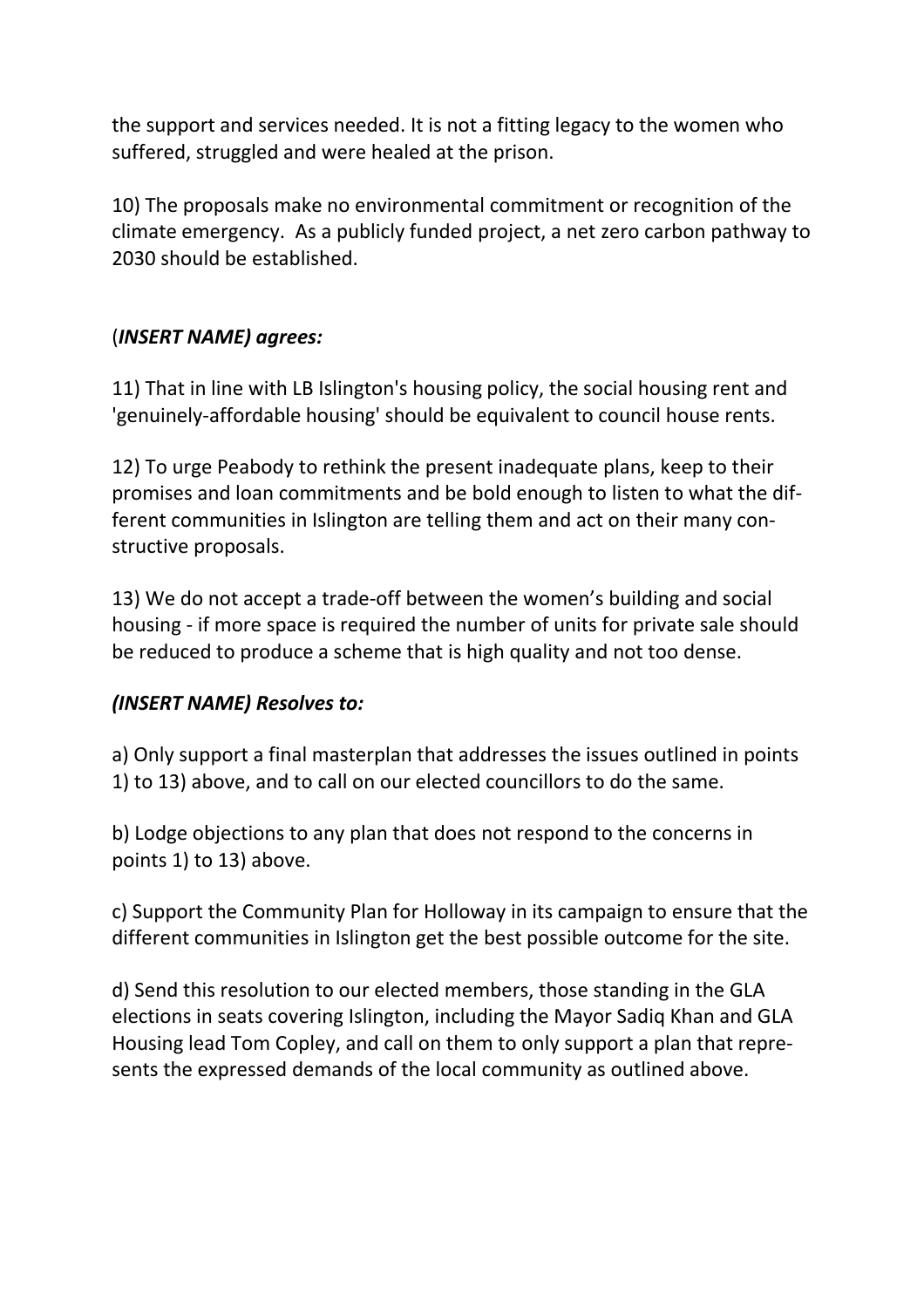the support and services needed. It is not a fitting legacy to the women who suffered, struggled and were healed at the prison.

10) The proposals make no environmental commitment or recognition of the climate emergency. As a publicly funded project, a net zero carbon pathway to 2030 should be established.

(***INSERT NAME) agrees:***

11) That in line with LB Islington's housing policy, the social housing rent and 'genuinely-affordable housing' should be equivalent to council house rents.

12) To urge Peabody to rethink the present inadequate plans, keep to their promises and loan commitments and be bold enough to listen to what the different communities in Islington are telling them and act on their many constructive proposals.

13) We do not accept a trade-off between the women's building and social housing - if more space is required the number of units for private sale should be reduced to produce a scheme that is high quality and not too dense.

***(INSERT NAME) Resolves to:***

a) Only support a final masterplan that addresses the issues outlined in points 1) to 13) above, and to call on our elected councillors to do the same.

b) Lodge objections to any plan that does not respond to the concerns in points 1) to 13) above.

c) Support the Community Plan for Holloway in its campaign to ensure that the different communities in Islington get the best possible outcome for the site.

d) Send this resolution to our elected members, those standing in the GLA elections in seats covering Islington, including the Mayor Sadiq Khan and GLA Housing lead Tom Copley, and call on them to only support a plan that represents the expressed demands of the local community as outlined above.